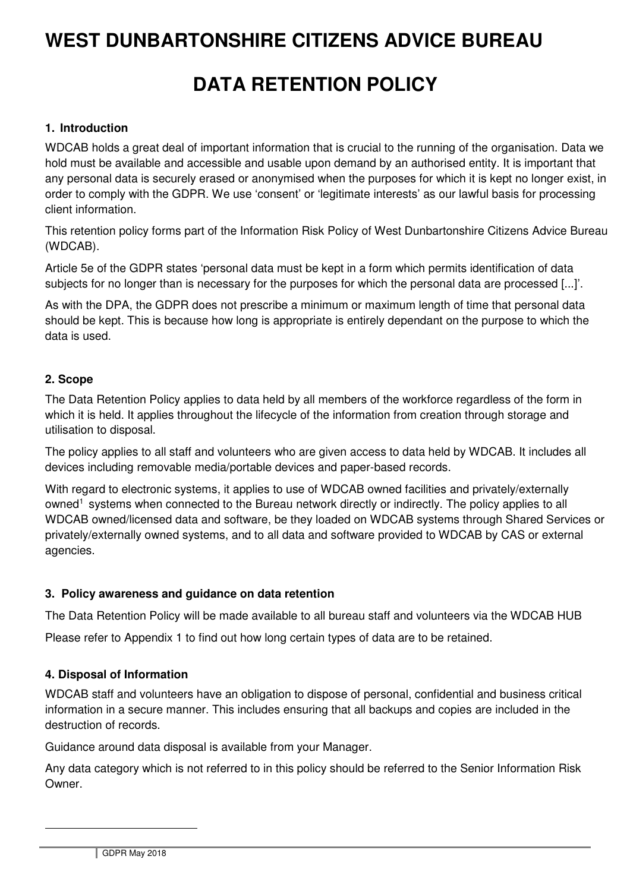# WEST DUNBARTONSHIRE CITIZENS ADVICE BUREAU

# DATA RETENTION POLICY

### 1. Introduction

WDCAB holds a great deal of important information that is crucial to the running of the organisation. Data we hold must be available and accessible and usable upon demand by an authorised entity. It is important that any personal data is securely erased or anonymised when the purposes for which it is kept no longer exist, in order to comply with the GDPR. We use 'consent' or 'legitimate interests' as our lawful basis for processing client information.

This retention policy forms part of the Information Risk Policy of West Dunbartonshire Citizens Advice Bureau (WDCAB).

Article 5e of the GDPR states 'personal data must be kept in a form which permits identification of data subjects for no longer than is necessary for the purposes for which the personal data are processed [...]'.

As with the DPA, the GDPR does not prescribe a minimum or maximum length of time that personal data should be kept. This is because how long is appropriate is entirely dependant on the purpose to which the data is used.

### 2. Scope

The Data Retention Policy applies to data held by all members of the workforce regardless of the form in which it is held. It applies throughout the lifecycle of the information from creation through storage and utilisation to disposal.

The policy applies to all staff and volunteers who are given access to data held by WDCAB. It includes all devices including removable media/portable devices and paper-based records.

With regard to electronic systems, it applies to use of WDCAB owned facilities and privately/externally owned[1] systems when connected to the Bureau network directly or indirectly. The policy applies to all WDCAB owned/licensed data and software, be they loaded on WDCAB systems through Shared Services or privately/externally owned systems, and to all data and software provided to WDCAB by CAS or external agencies.

### 3. Policy awareness and guidance on data retention

The Data Retention Policy will be made available to all bureau staff and volunteers via the WDCAB HUB

Please refer to Appendix 1 to find out how long certain types of data are to be retained.

### 4. Disposal of Information

WDCAB staff and volunteers have an obligation to dispose of personal, confidential and business critical information in a secure manner. This includes ensuring that all backups and copies are included in the destruction of records.

Guidance around data disposal is available from your Manager.

Any data category which is not referred to in this policy should be referred to the Senior Information Risk Owner.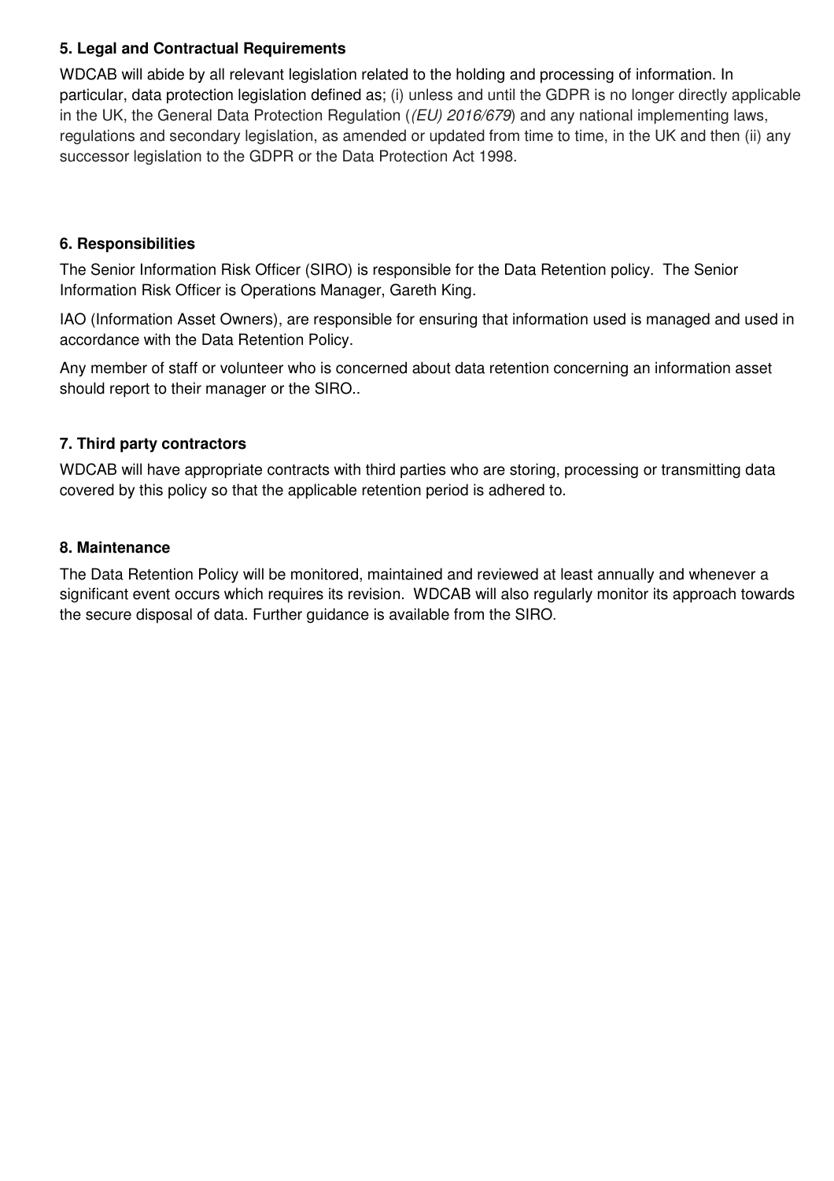### 5. Legal and Contractual Requirements

WDCAB will abide by all relevant legislation related to the holding and processing of information. In particular, data protection legislation defined as; (i) unless and until the GDPR is no longer directly applicable in the UK, the General Data Protection Regulation (*(EU) 2016/679*) and any national implementing laws, regulations and secondary legislation, as amended or updated from time to time, in the UK and then (ii) any successor legislation to the GDPR or the Data Protection Act 1998.

### 6. Responsibilities

The Senior Information Risk Officer (SIRO) is responsible for the Data Retention policy. The Senior Information Risk Officer is Operations Manager, Gareth King.

IAO (Information Asset Owners), are responsible for ensuring that information used is managed and used in accordance with the Data Retention Policy.

Any member of staff or volunteer who is concerned about data retention concerning an information asset should report to their manager or the SIRO..

### 7. Third party contractors

WDCAB will have appropriate contracts with third parties who are storing, processing or transmitting data covered by this policy so that the applicable retention period is adhered to.

### 8. Maintenance

The Data Retention Policy will be monitored, maintained and reviewed at least annually and whenever a significant event occurs which requires its revision. WDCAB will also regularly monitor its approach towards the secure disposal of data. Further guidance is available from the SIRO.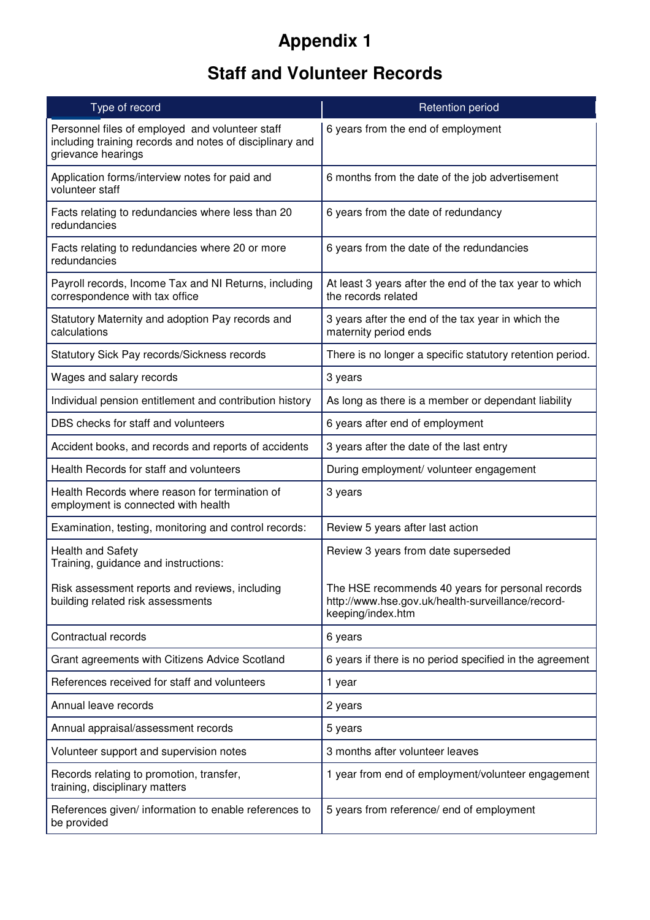# Appendix 1

## Staff and Volunteer Records

| Type of record | Retention period |
|---|---|
| Personnel files of employed and volunteer staff including training records and notes of disciplinary and grievance hearings | 6 years from the end of employment |
| Application forms/interview notes for paid and volunteer staff | 6 months from the date of the job advertisement |
| Facts relating to redundancies where less than 20 redundancies | 6 years from the date of redundancy |
| Facts relating to redundancies where 20 or more redundancies | 6 years from the date of the redundancies |
| Payroll records, Income Tax and NI Returns, including correspondence with tax office | At least 3 years after the end of the tax year to which the records related |
| Statutory Maternity and adoption Pay records and calculations | 3 years after the end of the tax year in which the maternity period ends |
| Statutory Sick Pay records/Sickness records | There is no longer a specific statutory retention period. |
| Wages and salary records | 3 years |
| Individual pension entitlement and contribution history | As long as there is a member or dependant liability |
| DBS checks for staff and volunteers | 6 years after end of employment |
| Accident books, and records and reports of accidents | 3 years after the date of the last entry |
| Health Records for staff and volunteers | During employment/ volunteer engagement |
| Health Records where reason for termination of employment is connected with health | 3 years |
| Examination, testing, monitoring and control records: | Review 5 years after last action |
| Health and Safety<br>Training, guidance and instructions:<br><br>Risk assessment reports and reviews, including building related risk assessments | Review 3 years from date superseded<br><br>The HSE recommends 40 years for personal records http://www.hse.gov.uk/health-surveillance/record-keeping/index.htm |
| Contractual records | 6 years |
| Grant agreements with Citizens Advice Scotland | 6 years if there is no period specified in the agreement |
| References received for staff and volunteers | 1 year |
| Annual leave records | 2 years |
| Annual appraisal/assessment records | 5 years |
| Volunteer support and supervision notes | 3 months after volunteer leaves |
| Records relating to promotion, transfer, training, disciplinary matters | 1 year from end of employment/volunteer engagement |
| References given/ information to enable references to be provided | 5 years from reference/ end of employment |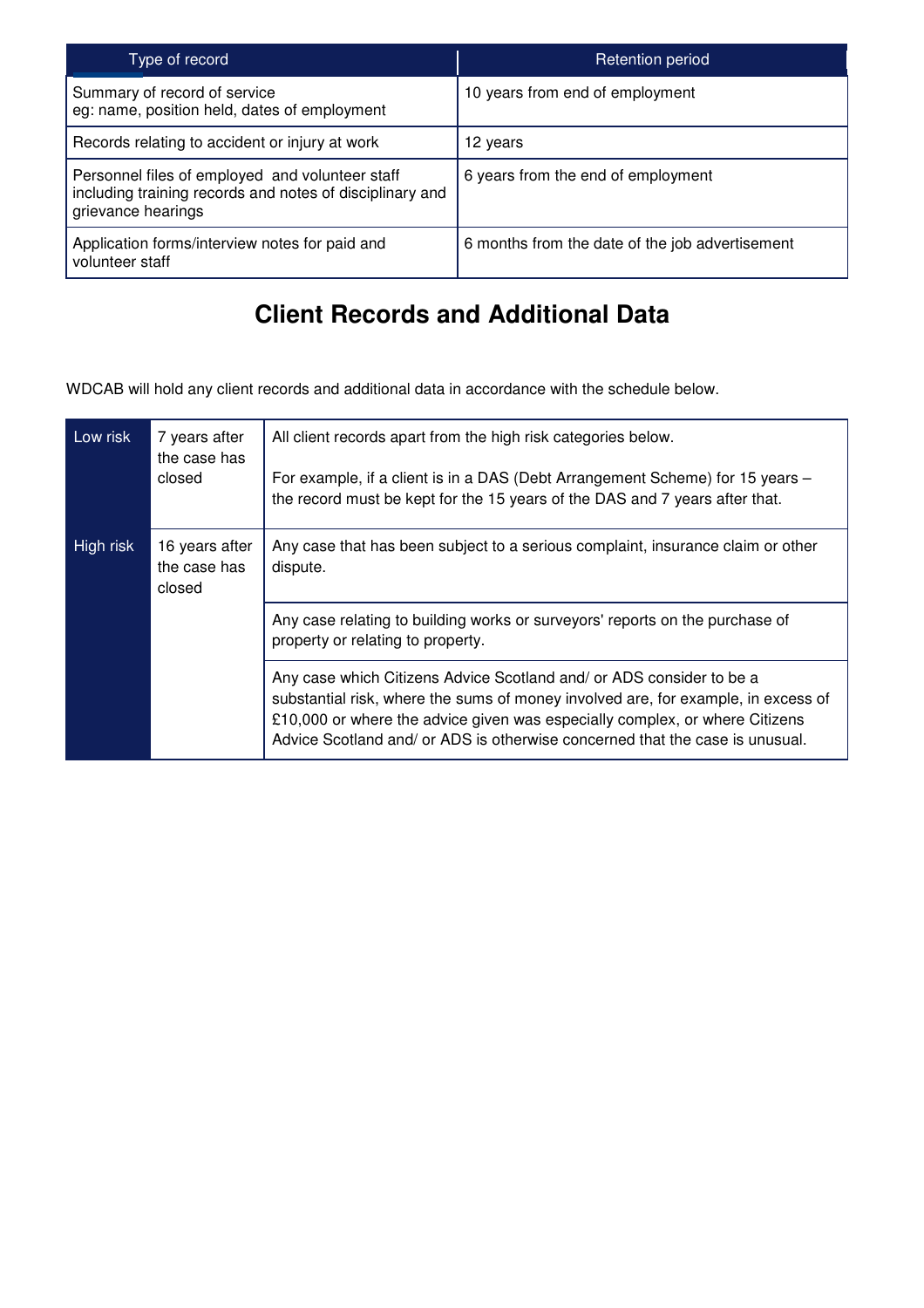| Type of record | Retention period |
|---|---|
| Summary of record of service<br>eg: name, position held, dates of employment | 10 years from end of employment |
| Records relating to accident or injury at work | 12 years |
| Personnel files of employed and volunteer staff including training records and notes of disciplinary and grievance hearings | 6 years from the end of employment |
| Application forms/interview notes for paid and volunteer staff | 6 months from the date of the job advertisement |

## Client Records and Additional Data

WDCAB will hold any client records and additional data in accordance with the schedule below.

| | | |
|---|---|---|
| Low risk | 7 years after the case has closed | All client records apart from the high risk categories below.<br><br>For example, if a client is in a DAS (Debt Arrangement Scheme) for 15 years – the record must be kept for the 15 years of the DAS and 7 years after that. |
| High risk | 16 years after the case has closed | Any case that has been subject to a serious complaint, insurance claim or other dispute. |
| | | Any case relating to building works or surveyors' reports on the purchase of property or relating to property. |
| | | Any case which Citizens Advice Scotland and/ or ADS consider to be a substantial risk, where the sums of money involved are, for example, in excess of £10,000 or where the advice given was especially complex, or where Citizens Advice Scotland and/ or ADS is otherwise concerned that the case is unusual. |